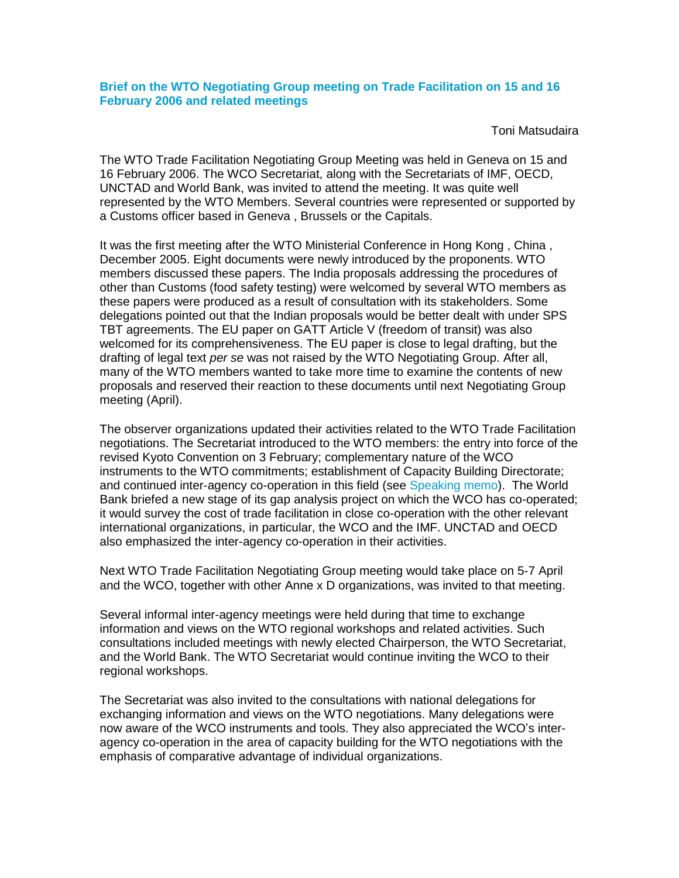**Brief on the WTO Negotiating Group meeting on Trade Facilitation on 15 and 16 February 2006 and related meetings**

Toni Matsudaira

The WTO Trade Facilitation Negotiating Group Meeting was held in Geneva on 15 and 16 February 2006. The WCO Secretariat, along with the Secretariats of IMF, OECD, UNCTAD and World Bank, was invited to attend the meeting. It was quite well represented by the WTO Members. Several countries were represented or supported by a Customs officer based in Geneva , Brussels or the Capitals.

It was the first meeting after the WTO Ministerial Conference in Hong Kong , China , December 2005. Eight documents were newly introduced by the proponents. WTO members discussed these papers. The India proposals addressing the procedures of other than Customs (food safety testing) were welcomed by several WTO members as these papers were produced as a result of consultation with its stakeholders. Some delegations pointed out that the Indian proposals would be better dealt with under SPS TBT agreements. The EU paper on GATT Article V (freedom of transit) was also welcomed for its comprehensiveness. The EU paper is close to legal drafting, but the drafting of legal text *per se* was not raised by the WTO Negotiating Group. After all, many of the WTO members wanted to take more time to examine the contents of new proposals and reserved their reaction to these documents until next Negotiating Group meeting (April).

The observer organizations updated their activities related to the WTO Trade Facilitation negotiations. The Secretariat introduced to the WTO members: the entry into force of the revised Kyoto Convention on 3 February; complementary nature of the WCO instruments to the WTO commitments; establishment of Capacity Building Directorate; and continued inter-agency co-operation in this field (see Speaking memo). The World Bank briefed a new stage of its gap analysis project on which the WCO has co-operated; it would survey the cost of trade facilitation in close co-operation with the other relevant international organizations, in particular, the WCO and the IMF. UNCTAD and OECD also emphasized the inter-agency co-operation in their activities.

Next WTO Trade Facilitation Negotiating Group meeting would take place on 5-7 April and the WCO, together with other Anne x D organizations, was invited to that meeting.

Several informal inter-agency meetings were held during that time to exchange information and views on the WTO regional workshops and related activities. Such consultations included meetings with newly elected Chairperson, the WTO Secretariat, and the World Bank. The WTO Secretariat would continue inviting the WCO to their regional workshops.

The Secretariat was also invited to the consultations with national delegations for exchanging information and views on the WTO negotiations. Many delegations were now aware of the WCO instruments and tools. They also appreciated the WCO's inter-agency co-operation in the area of capacity building for the WTO negotiations with the emphasis of comparative advantage of individual organizations.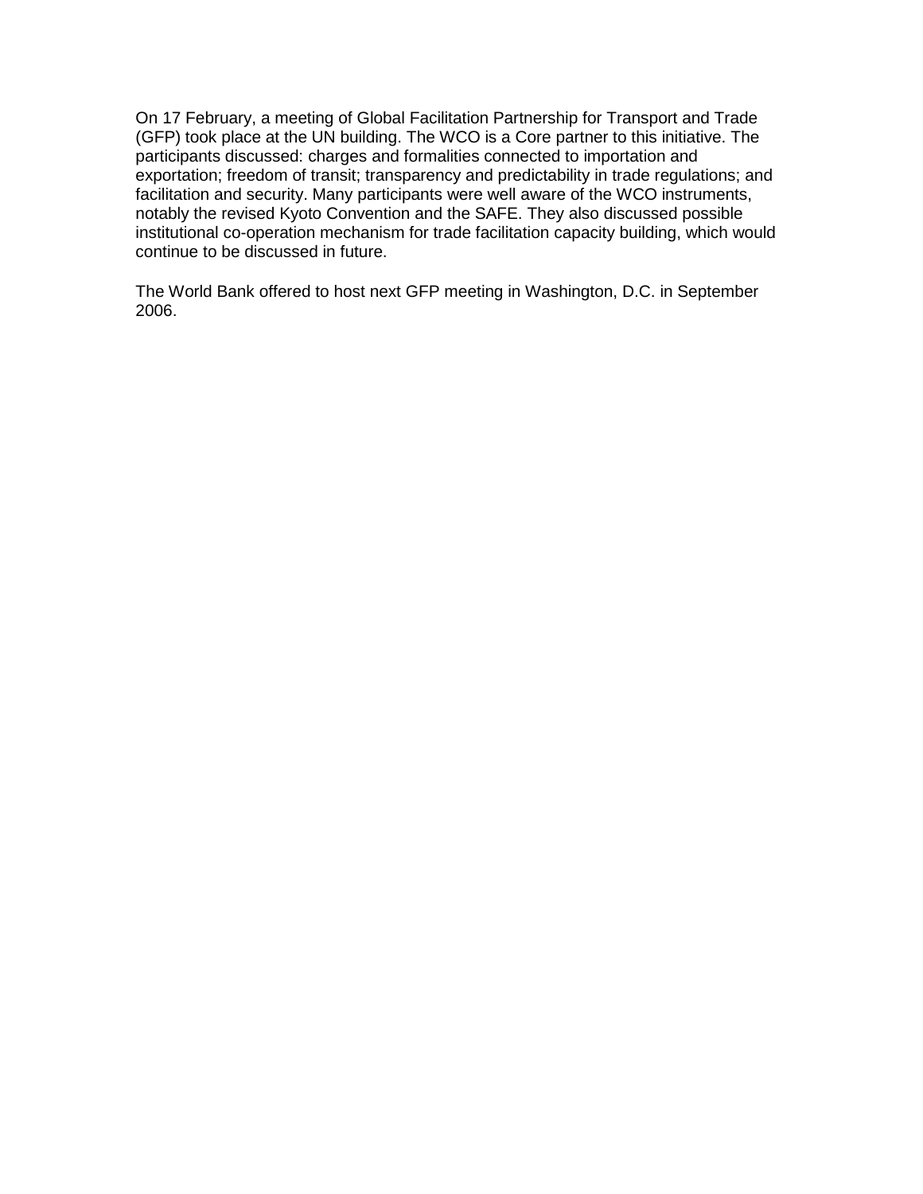On 17 February, a meeting of Global Facilitation Partnership for Transport and Trade (GFP) took place at the UN building. The WCO is a Core partner to this initiative. The participants discussed: charges and formalities connected to importation and exportation; freedom of transit; transparency and predictability in trade regulations; and facilitation and security. Many participants were well aware of the WCO instruments, notably the revised Kyoto Convention and the SAFE. They also discussed possible institutional co-operation mechanism for trade facilitation capacity building, which would continue to be discussed in future.

The World Bank offered to host next GFP meeting in Washington, D.C. in September 2006.